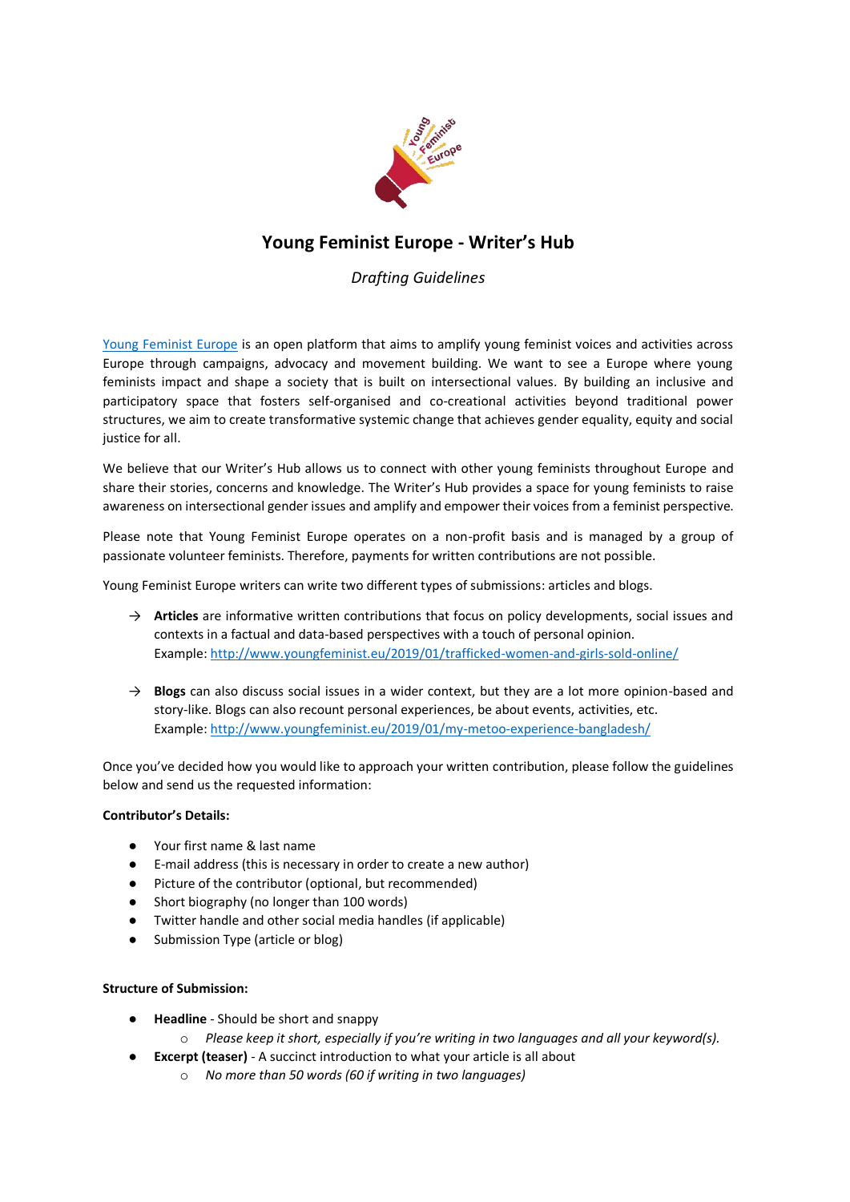# Young Feminist Europe - Writer's Hub

*Drafting Guidelines*

[Young Feminist Europe](http://www.youngfeminist.eu) is an open platform that aims to amplify young feminist voices and activities across Europe through campaigns, advocacy and movement building. We want to see a Europe where young feminists impact and shape a society that is built on intersectional values. By building an inclusive and participatory space that fosters self-organised and co-creational activities beyond traditional power structures, we aim to create transformative systemic change that achieves gender equality, equity and social justice for all.

We believe that our Writer's Hub allows us to connect with other young feminists throughout Europe and share their stories, concerns and knowledge. The Writer's Hub provides a space for young feminists to raise awareness on intersectional gender issues and amplify and empower their voices from a feminist perspective.

Please note that Young Feminist Europe operates on a non-profit basis and is managed by a group of passionate volunteer feminists. Therefore, payments for written contributions are not possible.

Young Feminist Europe writers can write two different types of submissions: articles and blogs.

→ **Articles** are informative written contributions that focus on policy developments, social issues and contexts in a factual and data-based perspectives with a touch of personal opinion.
Example: [http://www.youngfeminist.eu/2019/01/trafficked-women-and-girls-sold-online/](http://www.youngfeminist.eu/2019/01/trafficked-women-and-girls-sold-online/)

→ **Blogs** can also discuss social issues in a wider context, but they are a lot more opinion-based and story-like. Blogs can also recount personal experiences, be about events, activities, etc.
Example: [http://www.youngfeminist.eu/2019/01/my-metoo-experience-bangladesh/](http://www.youngfeminist.eu/2019/01/my-metoo-experience-bangladesh/)

Once you've decided how you would like to approach your written contribution, please follow the guidelines below and send us the requested information:

**Contributor's Details:**

- Your first name & last name
- E-mail address (this is necessary in order to create a new author)
- Picture of the contributor (optional, but recommended)
- Short biography (no longer than 100 words)
- Twitter handle and other social media handles (if applicable)
- Submission Type (article or blog)

**Structure of Submission:**

- **Headline** - Should be short and snappy
  - *Please keep it short, especially if you're writing in two languages and all your keyword(s).*
- **Excerpt (teaser)** - A succinct introduction to what your article is all about
  - *No more than 50 words (60 if writing in two languages)*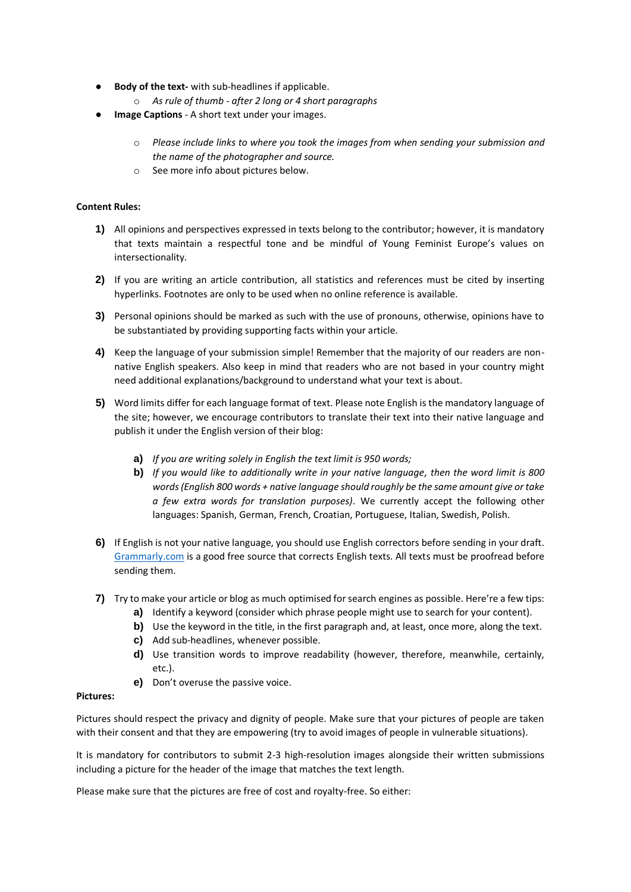- **Body of the text-** with sub-headlines if applicable.
    - *As rule of thumb - after 2 long or 4 short paragraphs*
- **Image Captions** - A short text under your images.
    - *Please include links to where you took the images from when sending your submission and the name of the photographer and source.*
    - See more info about pictures below.

**Content Rules:**

1) All opinions and perspectives expressed in texts belong to the contributor; however, it is mandatory that texts maintain a respectful tone and be mindful of Young Feminist Europe's values on intersectionality.

2) If you are writing an article contribution, all statistics and references must be cited by inserting hyperlinks. Footnotes are only to be used when no online reference is available.

3) Personal opinions should be marked as such with the use of pronouns, otherwise, opinions have to be substantiated by providing supporting facts within your article.

4) Keep the language of your submission simple! Remember that the majority of our readers are non-native English speakers. Also keep in mind that readers who are not based in your country might need additional explanations/background to understand what your text is about.

5) Word limits differ for each language format of text. Please note English is the mandatory language of the site; however, we encourage contributors to translate their text into their native language and publish it under the English version of their blog:

    a) *If you are writing solely in English the text limit is 950 words;*
    b) *If you would like to additionally write in your native language, then the word limit is 800 words (English 800 words + native language should roughly be the same amount give or take a few extra words for translation purposes)*. We currently accept the following other languages: Spanish, German, French, Croatian, Portuguese, Italian, Swedish, Polish.

6) If English is not your native language, you should use English correctors before sending in your draft. Grammarly.com is a good free source that corrects English texts. All texts must be proofread before sending them.

7) Try to make your article or blog as much optimised for search engines as possible. Here're a few tips:
    a) Identify a keyword (consider which phrase people might use to search for your content).
    b) Use the keyword in the title, in the first paragraph and, at least, once more, along the text.
    c) Add sub-headlines, whenever possible.
    d) Use transition words to improve readability (however, therefore, meanwhile, certainly, etc.).
    e) Don't overuse the passive voice.

**Pictures:**

Pictures should respect the privacy and dignity of people. Make sure that your pictures of people are taken with their consent and that they are empowering (try to avoid images of people in vulnerable situations).

It is mandatory for contributors to submit 2-3 high-resolution images alongside their written submissions including a picture for the header of the image that matches the text length.

Please make sure that the pictures are free of cost and royalty-free. So either: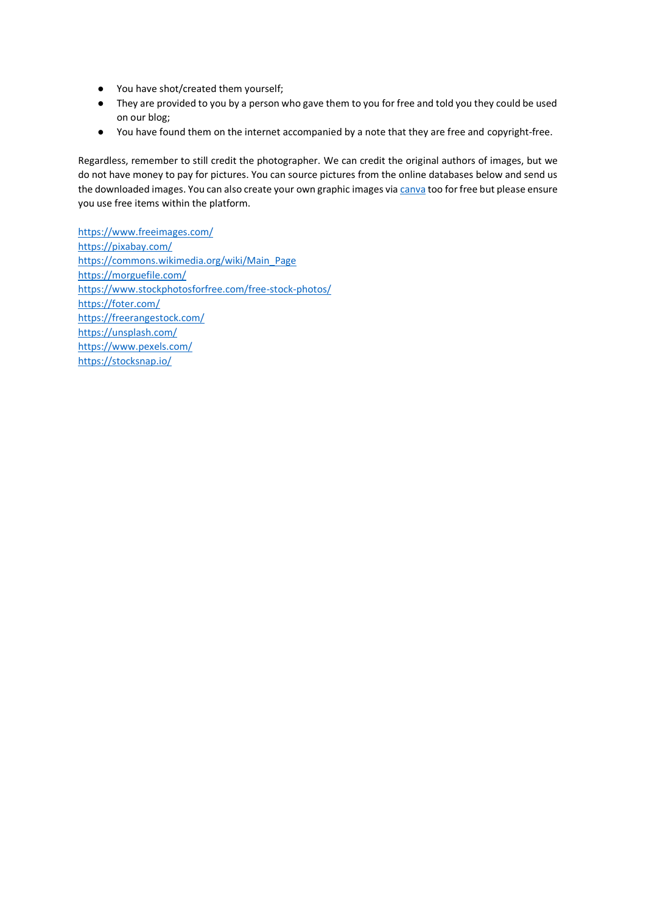- You have shot/created them yourself;
- They are provided to you by a person who gave them to you for free and told you they could be used on our blog;
- You have found them on the internet accompanied by a note that they are free and copyright-free.

Regardless, remember to still credit the photographer. We can credit the original authors of images, but we do not have money to pay for pictures. You can source pictures from the online databases below and send us the downloaded images. You can also create your own graphic images via canva too for free but please ensure you use free items within the platform.

https://www.freeimages.com/
https://pixabay.com/
https://commons.wikimedia.org/wiki/Main_Page
https://morguefile.com/
https://www.stockphotosforfree.com/free-stock-photos/
https://foter.com/
https://freerangestock.com/
https://unsplash.com/
https://www.pexels.com/
https://stocksnap.io/